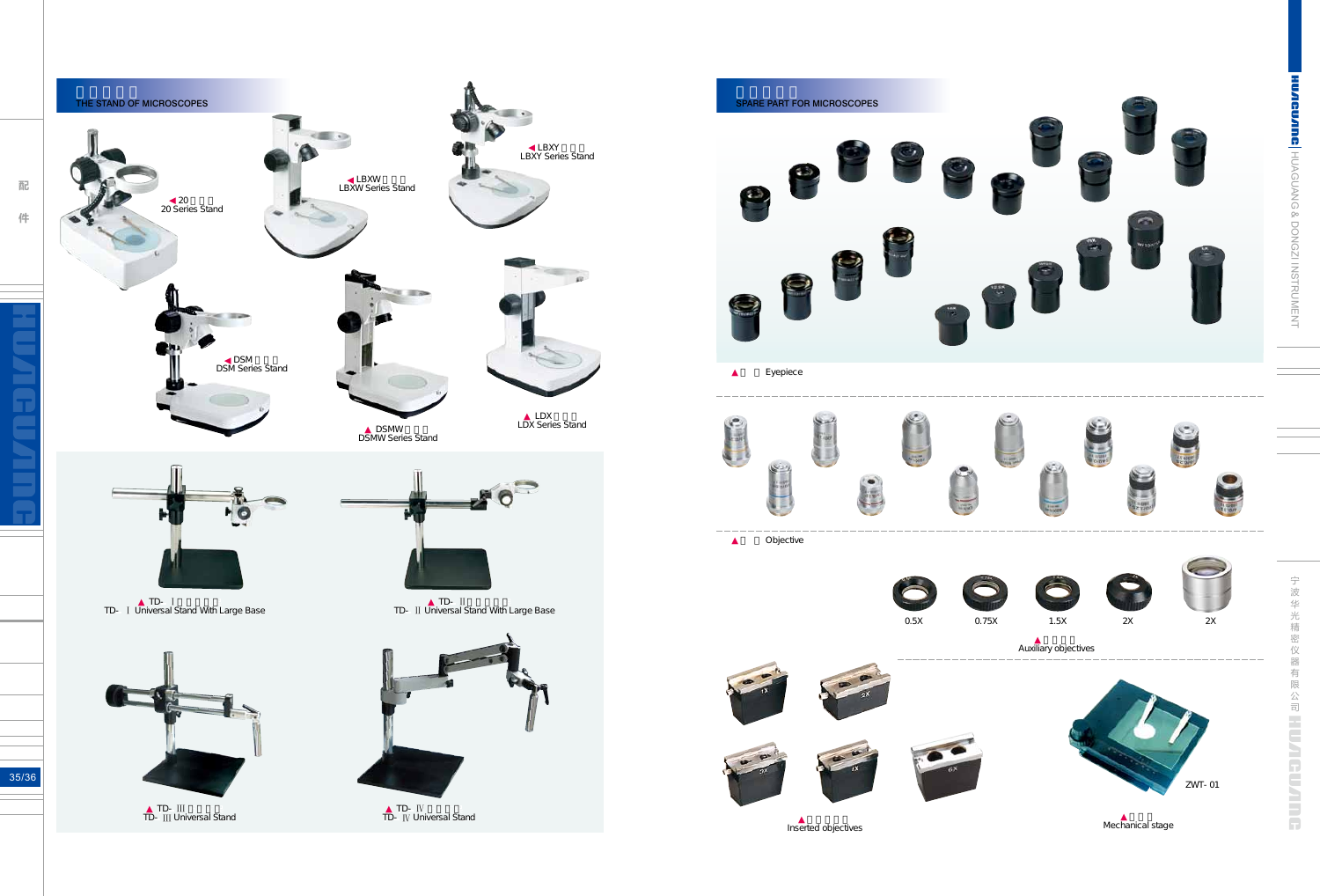## 显微镜支架
### THE STAND OF MICROSCOPES

◀20系列支架
20 Series Stand

◀LBXW系列支架
LBXW Series Stand

◀LBXY系列支架
LBXY Series Stand

◀DSM系列支架
DSM Series Stand

▲ DSMW系列支架
DSMW Series Stand

▲ LDX系列支架
LDX Series Stand

▲ TD- Ⅰ大底座万向支架
TD- Ⅰ Universal Stand With Large Base

▲ TD- Ⅱ大底座万向支架
TD- Ⅱ Universal Stand With Large Base

▲ TD- Ⅲ万向支架
TD- Ⅲ Universal Stand

▲ TD- Ⅳ万向支架
TD- Ⅳ Universal Stand

## 显微镜配件
### SPARE PART FOR MICROSCOPES

▲目镜 Eyepiece

▲物镜 Objective

0.5X 0.75X 1.5X 2X 2X

▲辅助物镜
Auxiliary objectives

▲插入式物镜
Inserted objectives

ZWT- 01

▲移动台
Mechanical stage

HUAGUANG & DONGZI INSTRUMENT

宁波华光精密仪器有限公司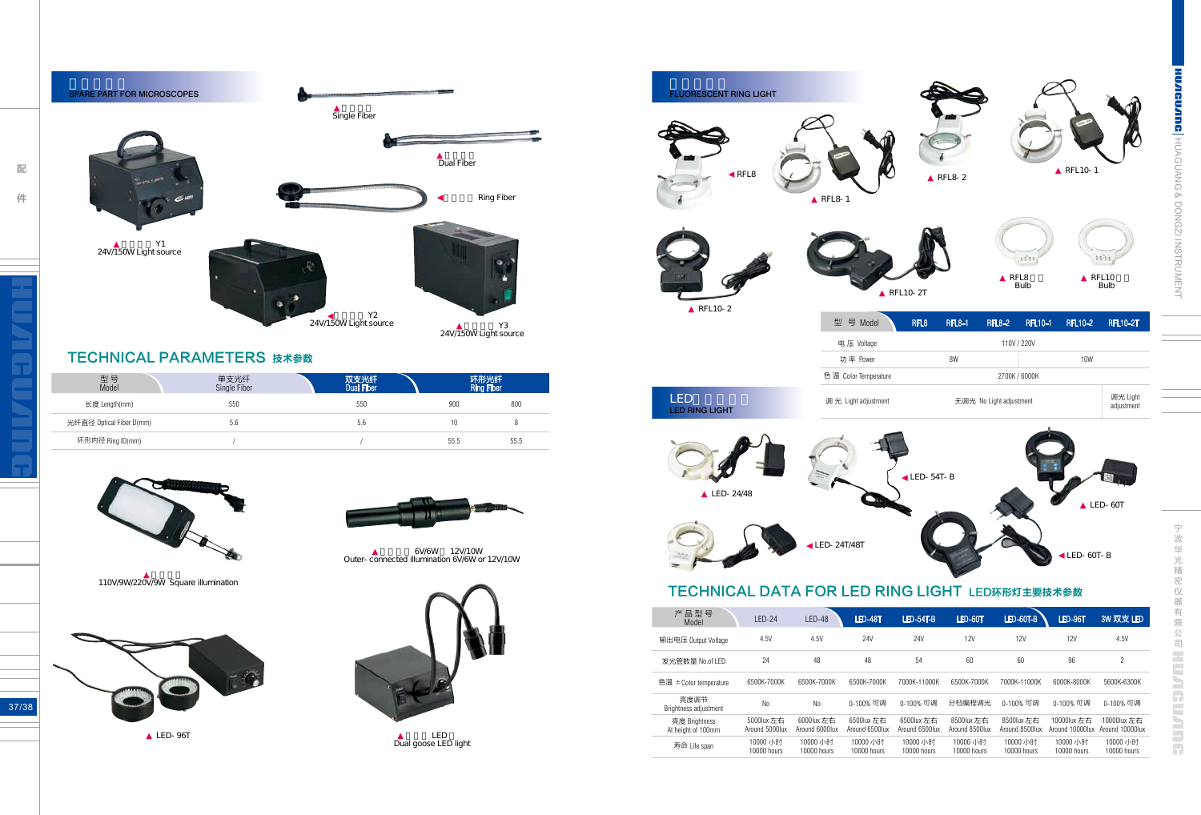## 显微镜配件
SPARE PART FOR MICROSCOPES

▲单支光纤
Single Fiber

▲双支光纤
Dual Fiber

◀环形光纤 Ring Fiber

▲冷光源Y1
24V/150W Light source

◀冷光源Y2
24V/150W Light source

▲冷光源Y3
24V/150W Light source

## TECHNICAL PARAMETERS 技术参数

| 型号 Model | 单支光纤 Single Fiber | 双支光纤 Dual Fiber | 环形光纤 Ring Fiber | |
|---|---|---|---|---|
| 长度 Length(mm) | 550 | 550 | 900 | 800 |
| 光纤直径 Optical Fiber D(mm) | 5.6 | 5.6 | 10 | 8 |
| 环形内径 Ring ID(mm) | / | / | 55.5 | 55.5 |

▲方形照明
110V/9W/220V/9W Square illumination

▲外接照明 6V/6W或12V/10W
Outer- connected illumination 6V/6W or 12V/10W

▲ LED- 96T

▲双支LED灯
Dual goose LED light

## 荧光环形灯
FLUORESCENT RING LIGHT

◀ RFL8

▲ RFL8- 1

▲ RFL8- 2

▲ RFL10- 1

▲ RFL10- 2

▲ RFL10- 2T

▲ RFL8灯管
Bulb

▲ RFL10灯管
Bulb

| 型号 Model | RFL8 | RFL8-1 | RFL8-2 | RFL10-1 | RFL10-2 | RFL10-2T |
|---|---|---|---|---|---|---|
| 电压 Voltage | 110V / 220V | | | | | |
| 功率 Power | 8W | | | 10W | | |
| 色温 Color Temperature | 2700K / 6000K | | | | | |
| 调光 Light adjustment | 无调光 No Light adjustment | | | | | 调光 Light adjustment |

## LED环形灯
LED RING LIGHT

▲ LED- 24/48

◀ LED- 54T- B

▲ LED- 60T

◀ LED- 24T/48T

◀ LED- 60T- B

## TECHNICAL DATA FOR LED RING LIGHT LED环形灯主要技术参数

| 产品型号 Model | LED-24 | LED-48 | LED-48T | LED-54T-B | LED-60T | LED-60T-B | LED-96T | 3W 双支 LED |
|---|---|---|---|---|---|---|---|---|
| 输出电压 Output Voltage | 4.5V | 4.5V | 24V | 24V | 12V | 12V | 12V | 4.5V |
| 发光管数量 No.of LED | 24 | 48 | 48 | 54 | 60 | 60 | 96 | 2 |
| 色温 ± Color temperature | 6500K-7000K | 6500K-7000K | 6500K-7000K | 7000K-11000K | 6500K-7000K | 7000K-11000K | 6000K-8000K | 5600K-6300K |
| 亮度调节 Brightness adjustment | No | No | 0-100% 可调 | 0-100% 可调 | 分档编程调光 | 0-100% 可调 | 0-100% 可调 | 0-100% 可调 |
| 亮度 Brightness At height of 100mm | 5000lux 左右 Around 5000lux | 6000lux 左右 Around 6000lux | 6500lux 左右 Around 6500lux | 6500lux 左右 Around 6500lux | 8500lux 左右 Around 8500lux | 8500lux 左右 Around 8500lux | 10000lux 左右 Around 10000lux | 10000lux 左右 Around 10000lux |
| 寿命 Life span | 10000 小时 10000 hours | 10000 小时 10000 hours | 10000 小时 10000 hours | 10000 小时 10000 hours | 10000 小时 10000 hours | 10000 小时 10000 hours | 10000 小时 10000 hours | 10000 小时 10000 hours |